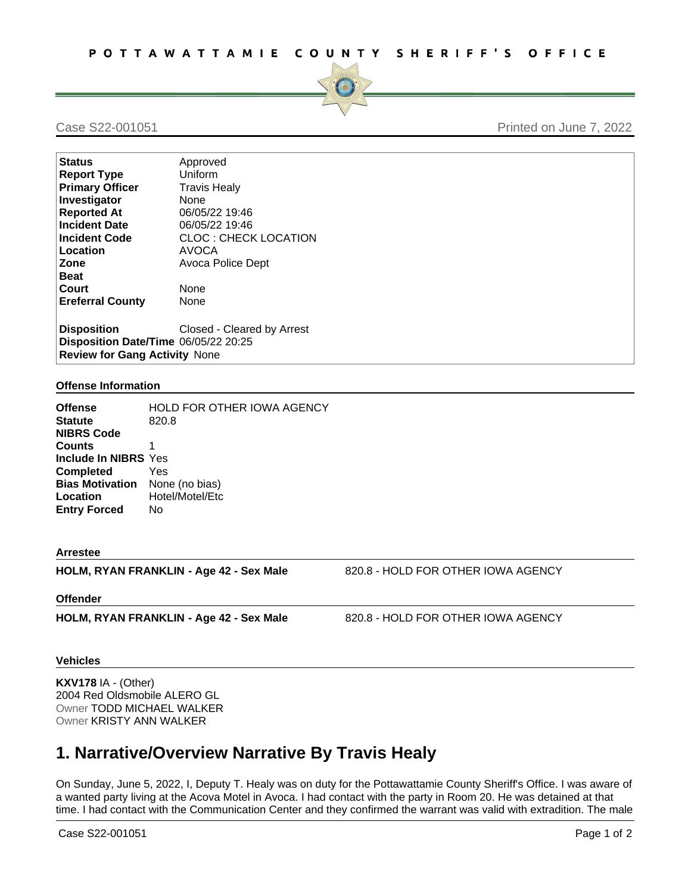# POTTAWATTAMIE COUNTY SHERIFF'S OFFICE

Case S22-001051 Printed on June 7, 2022

| | |
|---|---|
| **Status** | Approved |
| **Report Type** | Uniform |
| **Primary Officer** | Travis Healy |
| **Investigator** | None |
| **Reported At** | 06/05/22 19:46 |
| **Incident Date** | 06/05/22 19:46 |
| **Incident Code** | CLOC : CHECK LOCATION |
| **Location** | AVOCA |
| **Zone** | Avoca Police Dept |
| **Beat** | |
| **Court** | None |
| **Ereferral County** | None |
| **Disposition** | Closed - Cleared by Arrest |
| **Disposition Date/Time** | 06/05/22 20:25 |
| **Review for Gang Activity** | None |

### Offense Information

| | |
|---|---|
| **Offense** | HOLD FOR OTHER IOWA AGENCY |
| **Statute** | 820.8 |
| **NIBRS Code** | |
| **Counts** | 1 |
| **Include In NIBRS** | Yes |
| **Completed** | Yes |
| **Bias Motivation** | None (no bias) |
| **Location** | Hotel/Motel/Etc |
| **Entry Forced** | No |

### Arrestee

**HOLM, RYAN FRANKLIN - Age 42 - Sex Male** 820.8 - HOLD FOR OTHER IOWA AGENCY

### Offender

**HOLM, RYAN FRANKLIN - Age 42 - Sex Male** 820.8 - HOLD FOR OTHER IOWA AGENCY

### Vehicles

**KXV178** IA - (Other)
2004 Red Oldsmobile ALERO GL
Owner TODD MICHAEL WALKER
Owner KRISTY ANN WALKER

# 1. Narrative/Overview Narrative By Travis Healy

On Sunday, June 5, 2022, I, Deputy T. Healy was on duty for the Pottawattamie County Sheriff's Office. I was aware of a wanted party living at the Acova Motel in Avoca. I had contact with the party in Room 20. He was detained at that time. I had contact with the Communication Center and they confirmed the warrant was valid with extradition. The male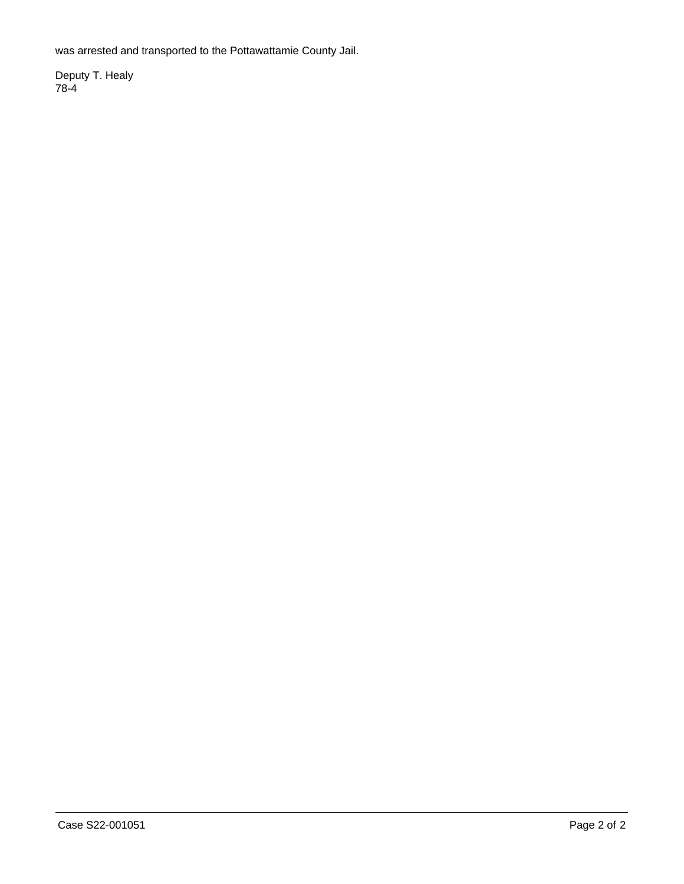was arrested and transported to the Pottawattamie County Jail.

Deputy T. Healy
78-4